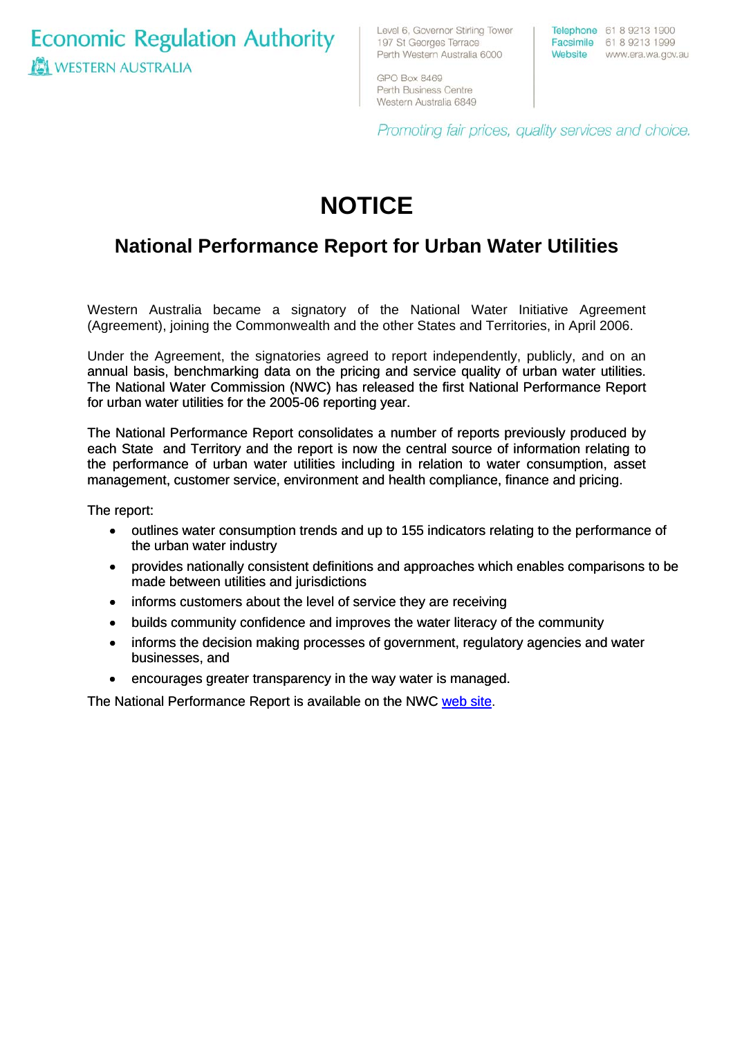Economic Regulation Authority
WESTERN AUSTRALIA

Level 6, Governor Stirling Tower
197 St Georges Terrace
Perth Western Australia 6000

GPO Box 8469
Perth Business Centre
Western Australia 6849

Telephone 61 8 9213 1900
Facsimile 61 8 9213 1999
Website www.era.wa.gov.au

*Promoting fair prices, quality services and choice.*

# NOTICE

## National Performance Report for Urban Water Utilities

Western Australia became a signatory of the National Water Initiative Agreement (Agreement), joining the Commonwealth and the other States and Territories, in April 2006.

Under the Agreement, the signatories agreed to report independently, publicly, and on an annual basis, benchmarking data on the pricing and service quality of urban water utilities. The National Water Commission (NWC) has released the first National Performance Report for urban water utilities for the 2005-06 reporting year.

The National Performance Report consolidates a number of reports previously produced by each State and Territory and the report is now the central source of information relating to the performance of urban water utilities including in relation to water consumption, asset management, customer service, environment and health compliance, finance and pricing.

The report:

- outlines water consumption trends and up to 155 indicators relating to the performance of the urban water industry
- provides nationally consistent definitions and approaches which enables comparisons to be made between utilities and jurisdictions
- informs customers about the level of service they are receiving
- builds community confidence and improves the water literacy of the community
- informs the decision making processes of government, regulatory agencies and water businesses, and
- encourages greater transparency in the way water is managed.

The National Performance Report is available on the NWC web site.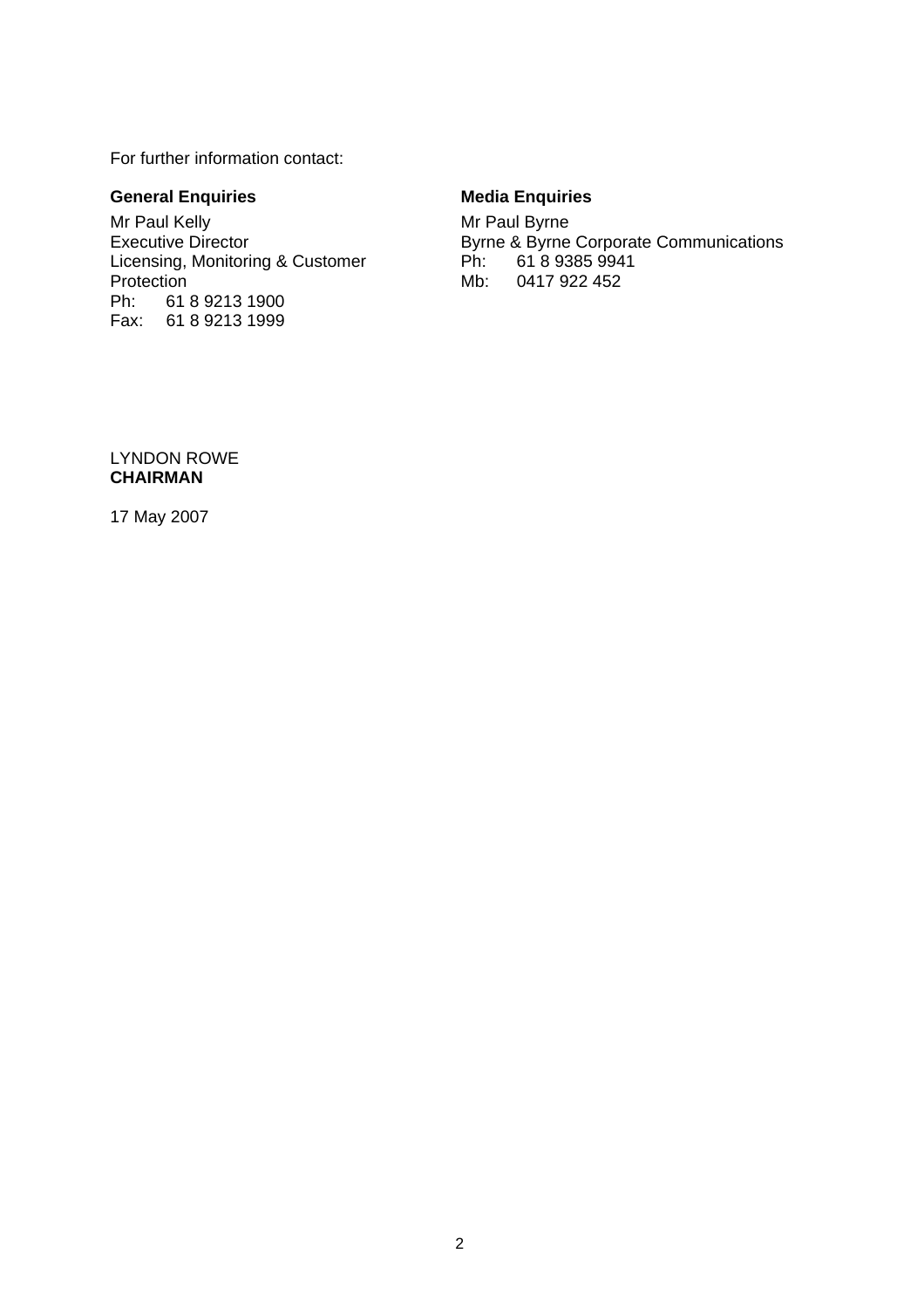For further information contact:

**General Enquiries**

Mr Paul Kelly
Executive Director
Licensing, Monitoring & Customer Protection
Ph: 61 8 9213 1900
Fax: 61 8 9213 1999

**Media Enquiries**

Mr Paul Byrne
Byrne & Byrne Corporate Communications
Ph: 61 8 9385 9941
Mb: 0417 922 452

LYNDON ROWE
**CHAIRMAN**

17 May 2007